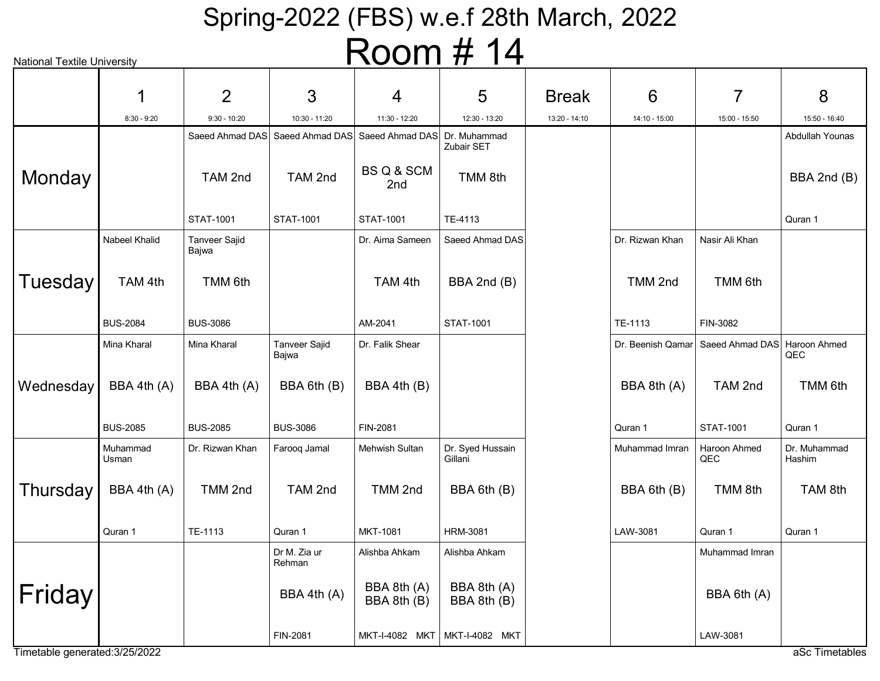# Spring-2022 (FBS) w.e.f 28th March, 2022

National Textile University

# Room # 14

| | 1<br>8:30 - 9:20 | 2<br>9:30 - 10:20 | 3<br>10:30 - 11:20 | 4<br>11:30 - 12:20 | 5<br>12:30 - 13:20 | Break<br>13:20 - 14:10 | 6<br>14:10 - 15:00 | 7<br>15:00 - 15:50 | 8<br>15:50 - 16:40 |
|---|---|---|---|---|---|---|---|---|---|
| Monday | | Saeed Ahmad DAS<br>TAM 2nd<br>STAT-1001 | Saeed Ahmad DAS<br>TAM 2nd<br>STAT-1001 | Saeed Ahmad DAS<br>BS Q & SCM 2nd<br>STAT-1001 | Dr. Muhammad Zubair SET<br>TMM 8th<br>TE-4113 | | | | Abdullah Younas<br>BBA 2nd (B)<br>Quran 1 |
| Tuesday | Nabeel Khalid<br>TAM 4th<br>BUS-2084 | Tanveer Sajid Bajwa<br>TMM 6th<br>BUS-3086 | | Dr. Aima Sameen<br>TAM 4th<br>AM-2041 | Saeed Ahmad DAS<br>BBA 2nd (B)<br>STAT-1001 | | Dr. Rizwan Khan<br>TMM 2nd<br>TE-1113 | Nasir Ali Khan<br>TMM 6th<br>FIN-3082 | |
| Wednesday | Mina Kharal<br>BBA 4th (A)<br>BUS-2085 | Mina Kharal<br>BBA 4th (A)<br>BUS-2085 | Tanveer Sajid Bajwa<br>BBA 6th (B)<br>BUS-3086 | Dr. Falik Shear<br>BBA 4th (B)<br>FIN-2081 | | | Dr. Beenish Qamar<br>BBA 8th (A)<br>Quran 1 | Saeed Ahmad DAS<br>TAM 2nd<br>STAT-1001 | Haroon Ahmed QEC<br>TMM 6th<br>Quran 1 |
| Thursday | Muhammad Usman<br>BBA 4th (A)<br>Quran 1 | Dr. Rizwan Khan<br>TMM 2nd<br>TE-1113 | Farooq Jamal<br>TAM 2nd<br>Quran 1 | Mehwish Sultan<br>TMM 2nd<br>MKT-1081 | Dr. Syed Hussain Gillani<br>BBA 6th (B)<br>HRM-3081 | | Muhammad Imran<br>BBA 6th (B)<br>LAW-3081 | Haroon Ahmed QEC<br>TMM 8th<br>Quran 1 | Dr. Muhammad Hashim<br>TAM 8th<br>Quran 1 |
| Friday | | | Dr M. Zia ur Rehman<br>BBA 4th (A)<br>FIN-2081 | Alishba Ahkam<br>BBA 8th (A) BBA 8th (B)<br>MKT-I-4082 MKT | Alishba Ahkam<br>BBA 8th (A) BBA 8th (B)<br>MKT-I-4082 MKT | | | Muhammad Imran<br>BBA 6th (A)<br>LAW-3081 | |

Timetable generated:3/25/2022

aSc Timetables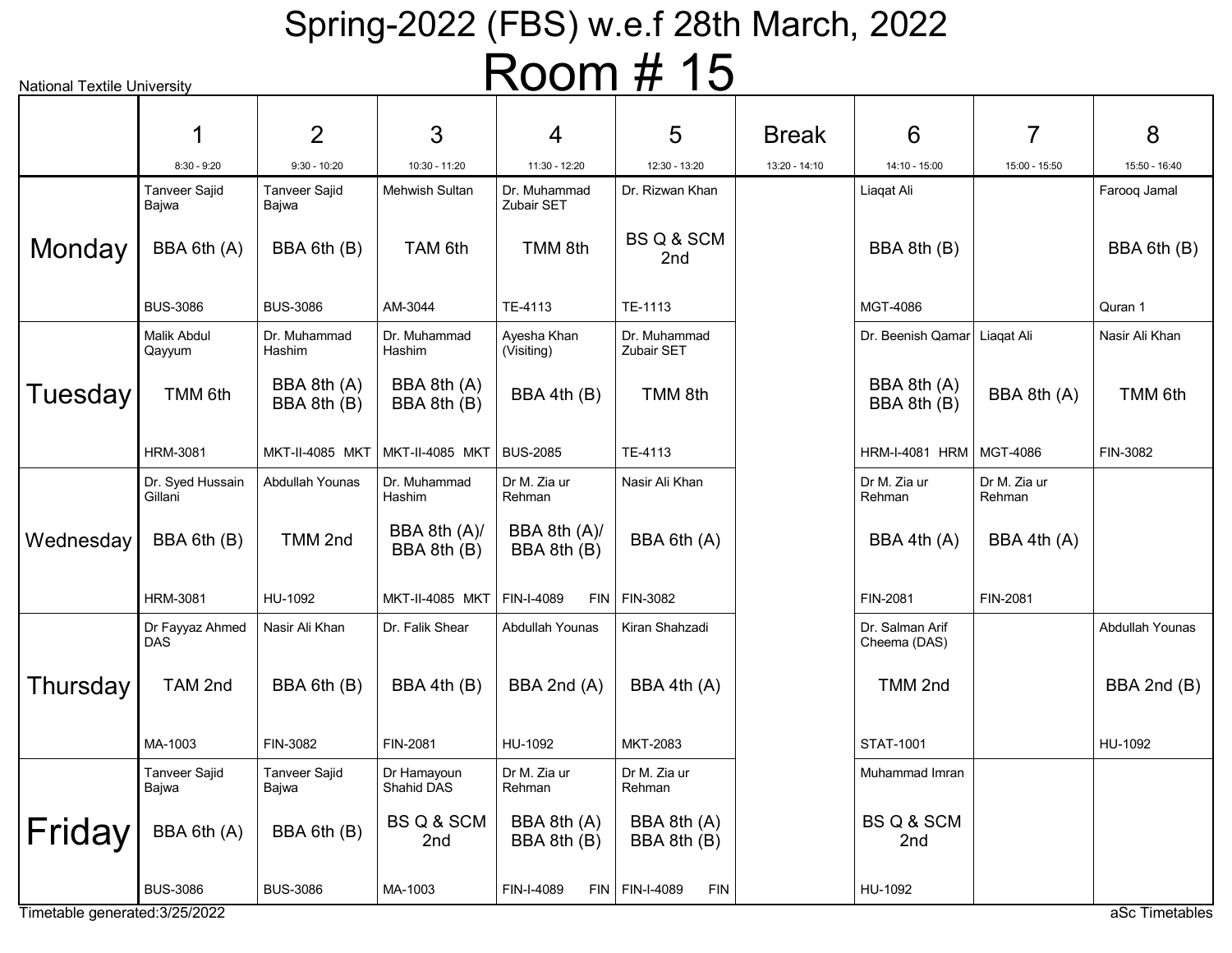# Spring-2022 (FBS) w.e.f 28th March, 2022

# Room # 15

National Textile University

| | 1<br>8:30 - 9:20 | 2<br>9:30 - 10:20 | 3<br>10:30 - 11:20 | 4<br>11:30 - 12:20 | 5<br>12:30 - 13:20 | Break<br>13:20 - 14:10 | 6<br>14:10 - 15:00 | 7<br>15:00 - 15:50 | 8<br>15:50 - 16:40 |
|---|---|---|---|---|---|---|---|---|---|
| **Monday** | Tanveer Sajid Bajwa<br>BBA 6th (A)<br>BUS-3086 | Tanveer Sajid Bajwa<br>BBA 6th (B)<br>BUS-3086 | Mehwish Sultan<br>TAM 6th<br>AM-3044 | Dr. Muhammad Zubair SET<br>TMM 8th<br>TE-4113 | Dr. Rizwan Khan<br>BS Q & SCM 2nd<br>TE-1113 | | Liaqat Ali<br>BBA 8th (B)<br>MGT-4086 | | Farooq Jamal<br>BBA 6th (B)<br>Quran 1 |
| **Tuesday** | Malik Abdul Qayyum<br>TMM 6th<br>HRM-3081 | Dr. Muhammad Hashim<br>BBA 8th (A)<br>BBA 8th (B)<br>MKT-II-4085 MKT | Dr. Muhammad Hashim<br>BBA 8th (A)<br>BBA 8th (B)<br>MKT-II-4085 MKT | Ayesha Khan (Visiting)<br>BBA 4th (B)<br>BUS-2085 | Dr. Muhammad Zubair SET<br>TMM 8th<br>TE-4113 | | Dr. Beenish Qamar<br>BBA 8th (A)<br>BBA 8th (B)<br>HRM-I-4081 HRM | Liaqat Ali<br>BBA 8th (A)<br>MGT-4086 | Nasir Ali Khan<br>TMM 6th<br>FIN-3082 |
| **Wednesday** | Dr. Syed Hussain Gillani<br>BBA 6th (B)<br>HRM-3081 | Abdullah Younas<br>TMM 2nd<br>HU-1092 | Dr. Muhammad Hashim<br>BBA 8th (A)/<br>BBA 8th (B)<br>MKT-II-4085 MKT | Dr M. Zia ur Rehman<br>BBA 8th (A)/<br>BBA 8th (B)<br>FIN-I-4089 FIN | Nasir Ali Khan<br>BBA 6th (A)<br>FIN-3082 | | Dr M. Zia ur Rehman<br>BBA 4th (A)<br>FIN-2081 | Dr M. Zia ur Rehman<br>BBA 4th (A)<br>FIN-2081 | |
| **Thursday** | Dr Fayyaz Ahmed DAS<br>TAM 2nd<br>MA-1003 | Nasir Ali Khan<br>BBA 6th (B)<br>FIN-3082 | Dr. Falik Shear<br>BBA 4th (B)<br>FIN-2081 | Abdullah Younas<br>BBA 2nd (A)<br>HU-1092 | Kiran Shahzadi<br>BBA 4th (A)<br>MKT-2083 | | Dr. Salman Arif Cheema (DAS)<br>TMM 2nd<br>STAT-1001 | | Abdullah Younas<br>BBA 2nd (B)<br>HU-1092 |
| **Friday** | Tanveer Sajid Bajwa<br>BBA 6th (A)<br>BUS-3086 | Tanveer Sajid Bajwa<br>BBA 6th (B)<br>BUS-3086 | Dr Hamayoun Shahid DAS<br>BS Q & SCM 2nd<br>MA-1003 | Dr M. Zia ur Rehman<br>BBA 8th (A)<br>BBA 8th (B)<br>FIN-I-4089 FIN | Dr M. Zia ur Rehman<br>BBA 8th (A)<br>BBA 8th (B)<br>FIN-I-4089 FIN | | Muhammad Imran<br>BS Q & SCM 2nd<br>HU-1092 | | |

Timetable generated:3/25/2022

aSc Timetables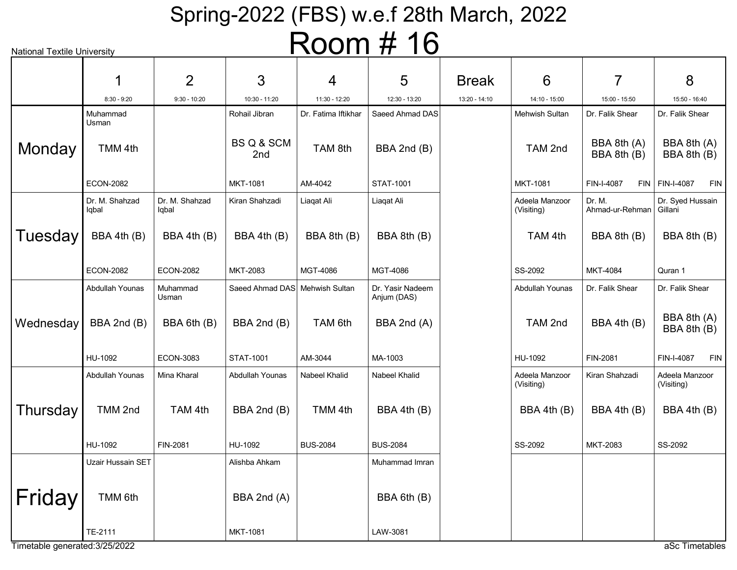# Spring-2022 (FBS) w.e.f 28th March, 2022

# Room # 16

National Textile University

| | 1<br>8:30 - 9:20 | 2<br>9:30 - 10:20 | 3<br>10:30 - 11:20 | 4<br>11:30 - 12:20 | 5<br>12:30 - 13:20 | Break<br>13:20 - 14:10 | 6<br>14:10 - 15:00 | 7<br>15:00 - 15:50 | 8<br>15:50 - 16:40 |
|---|---|---|---|---|---|---|---|---|---|
| **Monday** | Muhammad Usman<br>TMM 4th<br>ECON-2082 | | Rohail Jibran<br>BS Q & SCM 2nd<br>MKT-1081 | Dr. Fatima Iftikhar<br>TAM 8th<br>AM-4042 | Saeed Ahmad DAS<br>BBA 2nd (B)<br>STAT-1001 | | Mehwish Sultan<br>TAM 2nd<br>MKT-1081 | Dr. Falik Shear<br>BBA 8th (A)<br>BBA 8th (B)<br>FIN-I-4087 FIN | Dr. Falik Shear<br>BBA 8th (A)<br>BBA 8th (B)<br>FIN-I-4087 FIN |
| **Tuesday** | Dr. M. Shahzad Iqbal<br>BBA 4th (B)<br>ECON-2082 | Dr. M. Shahzad Iqbal<br>BBA 4th (B)<br>ECON-2082 | Kiran Shahzadi<br>BBA 4th (B)<br>MKT-2083 | Liaqat Ali<br>BBA 8th (B)<br>MGT-4086 | Liaqat Ali<br>BBA 8th (B)<br>MGT-4086 | | Adeela Manzoor (Visiting)<br>TAM 4th<br>SS-2092 | Dr. M. Ahmad-ur-Rehman<br>BBA 8th (B)<br>MKT-4084 | Dr. Syed Hussain Gillani<br>BBA 8th (B)<br>Quran 1 |
| **Wednesday** | Abdullah Younas<br>BBA 2nd (B)<br>HU-1092 | Muhammad Usman<br>BBA 6th (B)<br>ECON-3083 | Saeed Ahmad DAS<br>BBA 2nd (B)<br>STAT-1001 | Mehwish Sultan<br>TAM 6th<br>AM-3044 | Dr. Yasir Nadeem Anjum (DAS)<br>BBA 2nd (A)<br>MA-1003 | | Abdullah Younas<br>TAM 2nd<br>HU-1092 | Dr. Falik Shear<br>BBA 4th (B)<br>FIN-2081 | Dr. Falik Shear<br>BBA 8th (A)<br>BBA 8th (B)<br>FIN-I-4087 FIN |
| **Thursday** | Abdullah Younas<br>TMM 2nd<br>HU-1092 | Mina Kharal<br>TAM 4th<br>FIN-2081 | Abdullah Younas<br>BBA 2nd (B)<br>HU-1092 | Nabeel Khalid<br>TMM 4th<br>BUS-2084 | Nabeel Khalid<br>BBA 4th (B)<br>BUS-2084 | | Adeela Manzoor (Visiting)<br>BBA 4th (B)<br>SS-2092 | Kiran Shahzadi<br>BBA 4th (B)<br>MKT-2083 | Adeela Manzoor (Visiting)<br>BBA 4th (B)<br>SS-2092 |
| **Friday** | Uzair Hussain SET<br>TMM 6th<br>TE-2111 | | Alishba Ahkam<br>BBA 2nd (A)<br>MKT-1081 | | Muhammad Imran<br>BBA 6th (B)<br>LAW-3081 | | | | |

Timetable generated:3/25/2022

aSc Timetables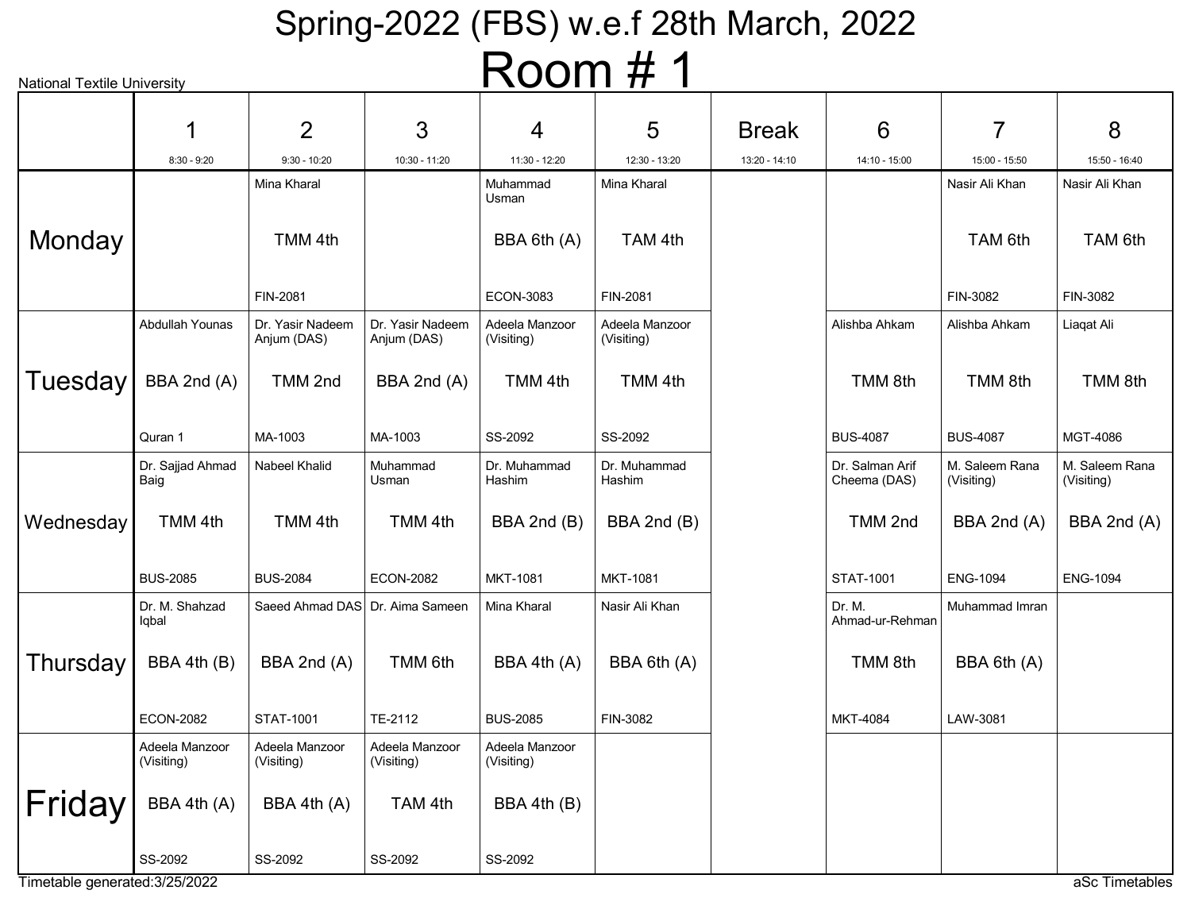# Spring-2022 (FBS) w.e.f 28th March, 2022

National Textile University

## Room # 1

| | 1<br>8:30 - 9:20 | 2<br>9:30 - 10:20 | 3<br>10:30 - 11:20 | 4<br>11:30 - 12:20 | 5<br>12:30 - 13:20 | Break<br>13:20 - 14:10 | 6<br>14:10 - 15:00 | 7<br>15:00 - 15:50 | 8<br>15:50 - 16:40 |
|---|---|---|---|---|---|---|---|---|---|
| Monday | | Mina Kharal<br>TMM 4th<br>FIN-2081 | | Muhammad Usman<br>BBA 6th (A)<br>ECON-3083 | Mina Kharal<br>TAM 4th<br>FIN-2081 | | | Nasir Ali Khan<br>TAM 6th<br>FIN-3082 | Nasir Ali Khan<br>TAM 6th<br>FIN-3082 |
| Tuesday | Abdullah Younas<br>BBA 2nd (A)<br>Quran 1 | Dr. Yasir Nadeem Anjum (DAS)<br>TMM 2nd<br>MA-1003 | Dr. Yasir Nadeem Anjum (DAS)<br>BBA 2nd (A)<br>MA-1003 | Adeela Manzoor (Visiting)<br>TMM 4th<br>SS-2092 | Adeela Manzoor (Visiting)<br>TMM 4th<br>SS-2092 | | Alishba Ahkam<br>TMM 8th<br>BUS-4087 | Alishba Ahkam<br>TMM 8th<br>BUS-4087 | Liaqat Ali<br>TMM 8th<br>MGT-4086 |
| Wednesday | Dr. Sajjad Ahmad Baig<br>TMM 4th<br>BUS-2085 | Nabeel Khalid<br>TMM 4th<br>BUS-2084 | Muhammad Usman<br>TMM 4th<br>ECON-2082 | Dr. Muhammad Hashim<br>BBA 2nd (B)<br>MKT-1081 | Dr. Muhammad Hashim<br>BBA 2nd (B)<br>MKT-1081 | | Dr. Salman Arif Cheema (DAS)<br>TMM 2nd<br>STAT-1001 | M. Saleem Rana (Visiting)<br>BBA 2nd (A)<br>ENG-1094 | M. Saleem Rana (Visiting)<br>BBA 2nd (A)<br>ENG-1094 |
| Thursday | Dr. M. Shahzad Iqbal<br>BBA 4th (B)<br>ECON-2082 | Saeed Ahmad DAS<br>BBA 2nd (A)<br>STAT-1001 | Dr. Aima Sameen<br>TMM 6th<br>TE-2112 | Mina Kharal<br>BBA 4th (A)<br>BUS-2085 | Nasir Ali Khan<br>BBA 6th (A)<br>FIN-3082 | | Dr. M. Ahmad-ur-Rehman<br>TMM 8th<br>MKT-4084 | Muhammad Imran<br>BBA 6th (A)<br>LAW-3081 | |
| Friday | Adeela Manzoor (Visiting)<br>BBA 4th (A)<br>SS-2092 | Adeela Manzoor (Visiting)<br>BBA 4th (A)<br>SS-2092 | Adeela Manzoor (Visiting)<br>TAM 4th<br>SS-2092 | Adeela Manzoor (Visiting)<br>BBA 4th (B)<br>SS-2092 | | | | | |

Timetable generated:3/25/2022

aSc Timetables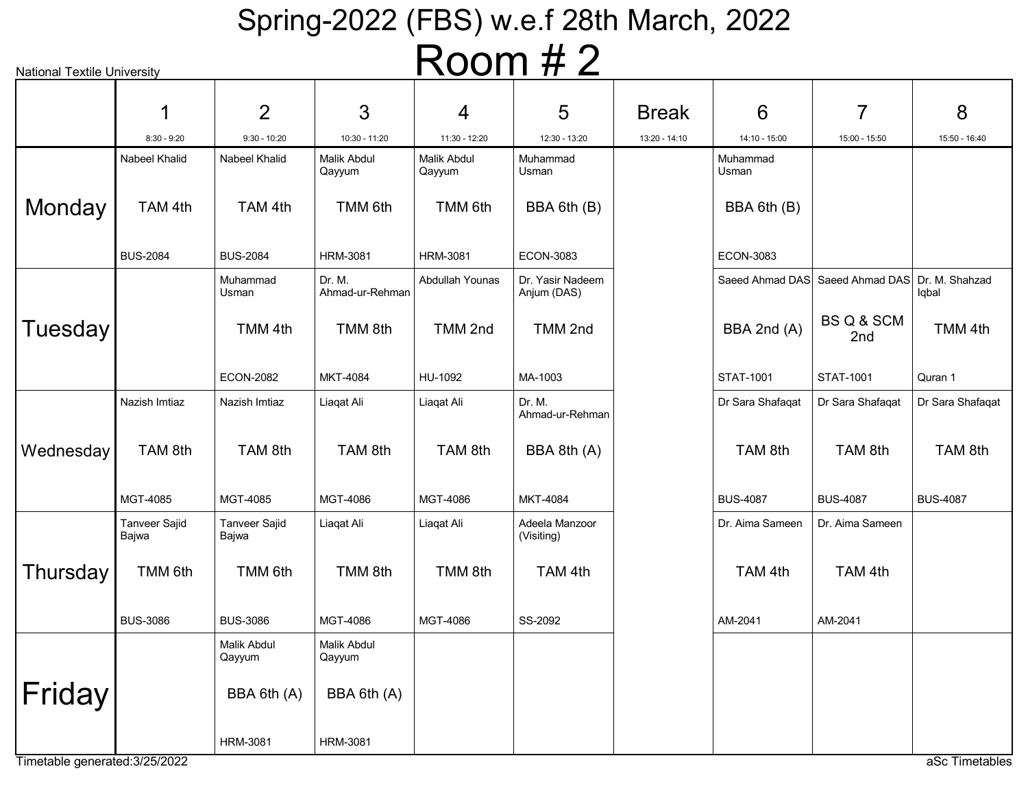# Spring-2022 (FBS) w.e.f 28th March, 2022

# Room # 2

National Textile University

| | 1<br>8:30 - 9:20 | 2<br>9:30 - 10:20 | 3<br>10:30 - 11:20 | 4<br>11:30 - 12:20 | 5<br>12:30 - 13:20 | Break<br>13:20 - 14:10 | 6<br>14:10 - 15:00 | 7<br>15:00 - 15:50 | 8<br>15:50 - 16:40 |
|---|---|---|---|---|---|---|---|---|---|
| Monday | Nabeel Khalid<br>TAM 4th<br>BUS-2084 | Nabeel Khalid<br>TAM 4th<br>BUS-2084 | Malik Abdul Qayyum<br>TMM 6th<br>HRM-3081 | Malik Abdul Qayyum<br>TMM 6th<br>HRM-3081 | Muhammad Usman<br>BBA 6th (B)<br>ECON-3083 | | Muhammad Usman<br>BBA 6th (B)<br>ECON-3083 | | |
| Tuesday | | Muhammad Usman<br>TMM 4th<br>ECON-2082 | Dr. M. Ahmad-ur-Rehman<br>TMM 8th<br>MKT-4084 | Abdullah Younas<br>TMM 2nd<br>HU-1092 | Dr. Yasir Nadeem Anjum (DAS)<br>TMM 2nd<br>MA-1003 | | Saeed Ahmad DAS<br>BBA 2nd (A)<br>STAT-1001 | Saeed Ahmad DAS<br>BS Q & SCM 2nd<br>STAT-1001 | Dr. M. Shahzad Iqbal<br>TMM 4th<br>Quran 1 |
| Wednesday | Nazish Imtiaz<br>TAM 8th<br>MGT-4085 | Nazish Imtiaz<br>TAM 8th<br>MGT-4085 | Liaqat Ali<br>TAM 8th<br>MGT-4086 | Liaqat Ali<br>TAM 8th<br>MGT-4086 | Dr. M. Ahmad-ur-Rehman<br>BBA 8th (A)<br>MKT-4084 | | Dr Sara Shafaqat<br>TAM 8th<br>BUS-4087 | Dr Sara Shafaqat<br>TAM 8th<br>BUS-4087 | Dr Sara Shafaqat<br>TAM 8th<br>BUS-4087 |
| Thursday | Tanveer Sajid Bajwa<br>TMM 6th<br>BUS-3086 | Tanveer Sajid Bajwa<br>TMM 6th<br>BUS-3086 | Liaqat Ali<br>TMM 8th<br>MGT-4086 | Liaqat Ali<br>TMM 8th<br>MGT-4086 | Adeela Manzoor (Visiting)<br>TAM 4th<br>SS-2092 | | Dr. Aima Sameen<br>TAM 4th<br>AM-2041 | Dr. Aima Sameen<br>TAM 4th<br>AM-2041 | |
| Friday | | Malik Abdul Qayyum<br>BBA 6th (A)<br>HRM-3081 | Malik Abdul Qayyum<br>BBA 6th (A)<br>HRM-3081 | | | | | | |

Timetable generated:3/25/2022

aSc Timetables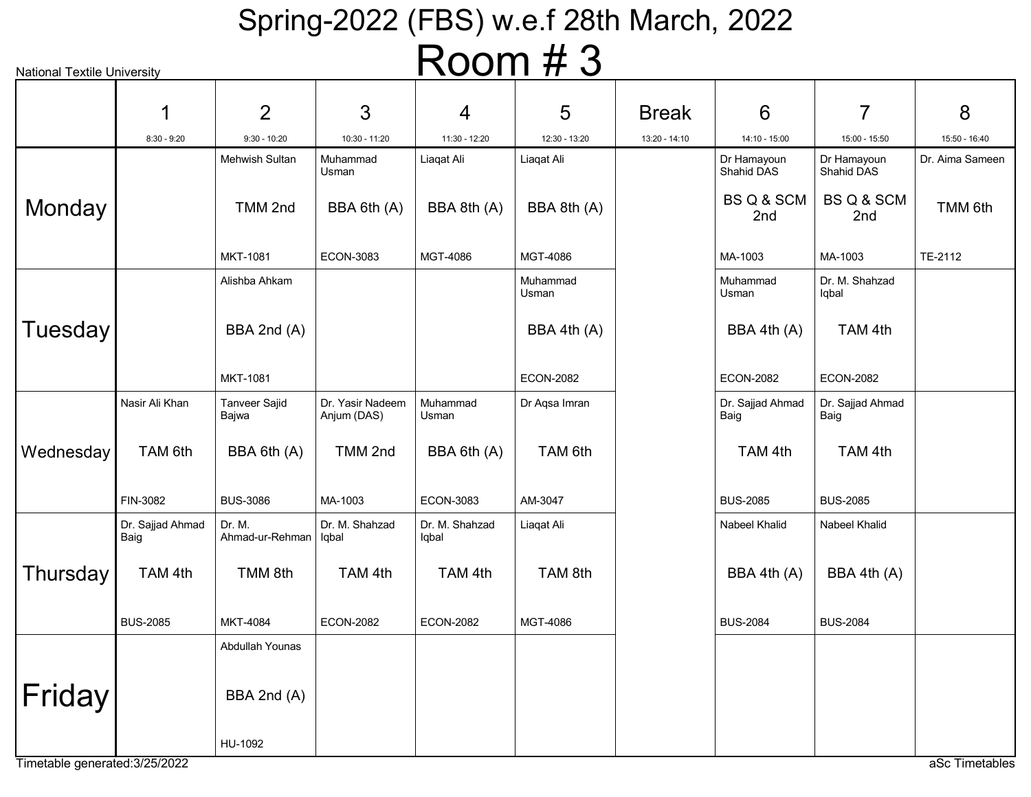# Spring-2022 (FBS) w.e.f 28th March, 2022

National Textile University

# Room # 3

| | 1<br>8:30 - 9:20 | 2<br>9:30 - 10:20 | 3<br>10:30 - 11:20 | 4<br>11:30 - 12:20 | 5<br>12:30 - 13:20 | Break<br>13:20 - 14:10 | 6<br>14:10 - 15:00 | 7<br>15:00 - 15:50 | 8<br>15:50 - 16:40 |
|---|---|---|---|---|---|---|---|---|---|
| Monday | | Mehwish Sultan<br>TMM 2nd<br>MKT-1081 | Muhammad Usman<br>BBA 6th (A)<br>ECON-3083 | Liaqat Ali<br>BBA 8th (A)<br>MGT-4086 | Liaqat Ali<br>BBA 8th (A)<br>MGT-4086 | | Dr Hamayoun Shahid DAS<br>BS Q & SCM 2nd<br>MA-1003 | Dr Hamayoun Shahid DAS<br>BS Q & SCM 2nd<br>MA-1003 | Dr. Aima Sameen<br>TMM 6th<br>TE-2112 |
| Tuesday | | Alishba Ahkam<br>BBA 2nd (A)<br>MKT-1081 | | | Muhammad Usman<br>BBA 4th (A)<br>ECON-2082 | | Muhammad Usman<br>BBA 4th (A)<br>ECON-2082 | Dr. M. Shahzad Iqbal<br>TAM 4th<br>ECON-2082 | |
| Wednesday | Nasir Ali Khan<br>TAM 6th<br>FIN-3082 | Tanveer Sajid Bajwa<br>BBA 6th (A)<br>BUS-3086 | Dr. Yasir Nadeem Anjum (DAS)<br>TMM 2nd<br>MA-1003 | Muhammad Usman<br>BBA 6th (A)<br>ECON-3083 | Dr Aqsa Imran<br>TAM 6th<br>AM-3047 | | Dr. Sajjad Ahmad Baig<br>TAM 4th<br>BUS-2085 | Dr. Sajjad Ahmad Baig<br>TAM 4th<br>BUS-2085 | |
| Thursday | Dr. Sajjad Ahmad Baig<br>TAM 4th<br>BUS-2085 | Dr. M. Ahmad-ur-Rehman<br>TMM 8th<br>MKT-4084 | Dr. M. Shahzad Iqbal<br>TAM 4th<br>ECON-2082 | Dr. M. Shahzad Iqbal<br>TAM 4th<br>ECON-2082 | Liaqat Ali<br>TAM 8th<br>MGT-4086 | | Nabeel Khalid<br>BBA 4th (A)<br>BUS-2084 | Nabeel Khalid<br>BBA 4th (A)<br>BUS-2084 | |
| Friday | | Abdullah Younas<br>BBA 2nd (A)<br>HU-1092 | | | | | | | |

Timetable generated:3/25/2022 aSc Timetables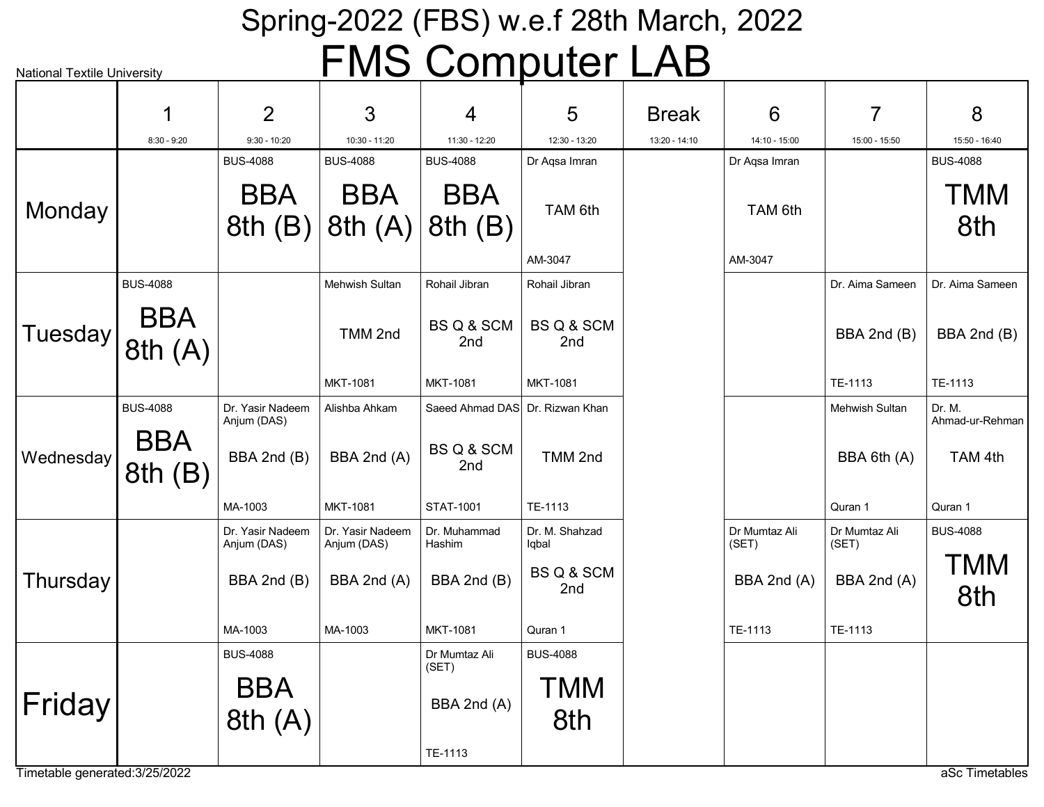National Textile University

# Spring-2022 (FBS) w.e.f 28th March, 2022

# FMS Computer LAB

| | 1<br>8:30 - 9:20 | 2<br>9:30 - 10:20 | 3<br>10:30 - 11:20 | 4<br>11:30 - 12:20 | 5<br>12:30 - 13:20 | Break<br>13:20 - 14:10 | 6<br>14:10 - 15:00 | 7<br>15:00 - 15:50 | 8<br>15:50 - 16:40 |
|---|---|---|---|---|---|---|---|---|---|
| Monday | | BUS-4088<br>BBA 8th (B) | BUS-4088<br>BBA 8th (A) | BUS-4088<br>BBA 8th (B) | Dr Aqsa Imran<br>TAM 6th<br>AM-3047 | | Dr Aqsa Imran<br>TAM 6th<br>AM-3047 | | BUS-4088<br>TMM 8th |
| Tuesday | BUS-4088<br>BBA 8th (A) | | Mehwish Sultan<br>TMM 2nd<br>MKT-1081 | Rohail Jibran<br>BS Q & SCM 2nd<br>MKT-1081 | Rohail Jibran<br>BS Q & SCM 2nd<br>MKT-1081 | | | Dr. Aima Sameen<br>BBA 2nd (B)<br>TE-1113 | Dr. Aima Sameen<br>BBA 2nd (B)<br>TE-1113 |
| Wednesday | BUS-4088<br>BBA 8th (B) | Dr. Yasir Nadeem Anjum (DAS)<br>BBA 2nd (B)<br>MA-1003 | Alishba Ahkam<br>BBA 2nd (A)<br>MKT-1081 | Saeed Ahmad DAS<br>BS Q & SCM 2nd<br>STAT-1001 | Dr. Rizwan Khan<br>TMM 2nd<br>TE-1113 | | | Mehwish Sultan<br>BBA 6th (A)<br>Quran 1 | Dr. M. Ahmad-ur-Rehman<br>TAM 4th<br>Quran 1 |
| Thursday | | Dr. Yasir Nadeem Anjum (DAS)<br>BBA 2nd (B)<br>MA-1003 | Dr. Yasir Nadeem Anjum (DAS)<br>BBA 2nd (A)<br>MA-1003 | Dr. Muhammad Hashim<br>BBA 2nd (B)<br>MKT-1081 | Dr. M. Shahzad Iqbal<br>BS Q & SCM 2nd<br>Quran 1 | | Dr Mumtaz Ali (SET)<br>BBA 2nd (A)<br>TE-1113 | Dr Mumtaz Ali (SET)<br>BBA 2nd (A)<br>TE-1113 | BUS-4088<br>TMM 8th |
| Friday | | BUS-4088<br>BBA 8th (A) | | Dr Mumtaz Ali (SET)<br>BBA 2nd (A)<br>TE-1113 | BUS-4088<br>TMM 8th | | | | |

Timetable generated:3/25/2022

aSc Timetables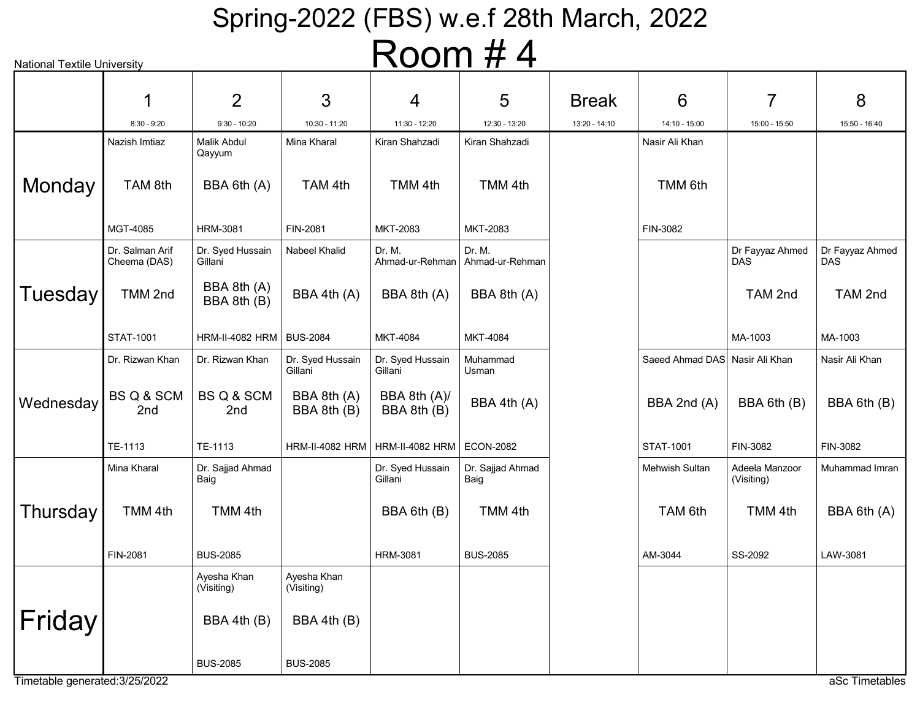# Spring-2022 (FBS) w.e.f 28th March, 2022

## Room # 4

National Textile University

| | 1<br>8:30 - 9:20 | 2<br>9:30 - 10:20 | 3<br>10:30 - 11:20 | 4<br>11:30 - 12:20 | 5<br>12:30 - 13:20 | Break<br>13:20 - 14:10 | 6<br>14:10 - 15:00 | 7<br>15:00 - 15:50 | 8<br>15:50 - 16:40 |
|---|---|---|---|---|---|---|---|---|---|
| **Monday** | Nazish Imtiaz<br>TAM 8th<br>MGT-4085 | Malik Abdul Qayyum<br>BBA 6th (A)<br>HRM-3081 | Mina Kharal<br>TAM 4th<br>FIN-2081 | Kiran Shahzadi<br>TMM 4th<br>MKT-2083 | Kiran Shahzadi<br>TMM 4th<br>MKT-2083 | | Nasir Ali Khan<br>TMM 6th<br>FIN-3082 | | |
| **Tuesday** | Dr. Salman Arif Cheema (DAS)<br>TMM 2nd<br>STAT-1001 | Dr. Syed Hussain Gillani<br>BBA 8th (A)<br>BBA 8th (B)<br>HRM-II-4082 HRM | Nabeel Khalid<br>BBA 4th (A)<br>BUS-2084 | Dr. M. Ahmad-ur-Rehman<br>BBA 8th (A)<br>MKT-4084 | Dr. M. Ahmad-ur-Rehman<br>BBA 8th (A)<br>MKT-4084 | | | Dr Fayyaz Ahmed DAS<br>TAM 2nd<br>MA-1003 | Dr Fayyaz Ahmed DAS<br>TAM 2nd<br>MA-1003 |
| **Wednesday** | Dr. Rizwan Khan<br>BS Q & SCM 2nd<br>TE-1113 | Dr. Rizwan Khan<br>BS Q & SCM 2nd<br>TE-1113 | Dr. Syed Hussain Gillani<br>BBA 8th (A)<br>BBA 8th (B)<br>HRM-II-4082 HRM | Dr. Syed Hussain Gillani<br>BBA 8th (A)/<br>BBA 8th (B)<br>HRM-II-4082 HRM | Muhammad Usman<br>BBA 4th (A)<br>ECON-2082 | | Saeed Ahmad DAS<br>BBA 2nd (A)<br>STAT-1001 | Nasir Ali Khan<br>BBA 6th (B)<br>FIN-3082 | Nasir Ali Khan<br>BBA 6th (B)<br>FIN-3082 |
| **Thursday** | Mina Kharal<br>TMM 4th<br>FIN-2081 | Dr. Sajjad Ahmad Baig<br>TMM 4th<br>BUS-2085 | | Dr. Syed Hussain Gillani<br>BBA 6th (B)<br>HRM-3081 | Dr. Sajjad Ahmad Baig<br>TMM 4th<br>BUS-2085 | | Mehwish Sultan<br>TAM 6th<br>AM-3044 | Adeela Manzoor (Visiting)<br>TMM 4th<br>SS-2092 | Muhammad Imran<br>BBA 6th (A)<br>LAW-3081 |
| **Friday** | | Ayesha Khan (Visiting)<br>BBA 4th (B)<br>BUS-2085 | Ayesha Khan (Visiting)<br>BBA 4th (B)<br>BUS-2085 | | | | | | |

Timetable generated:3/25/2022

aSc Timetables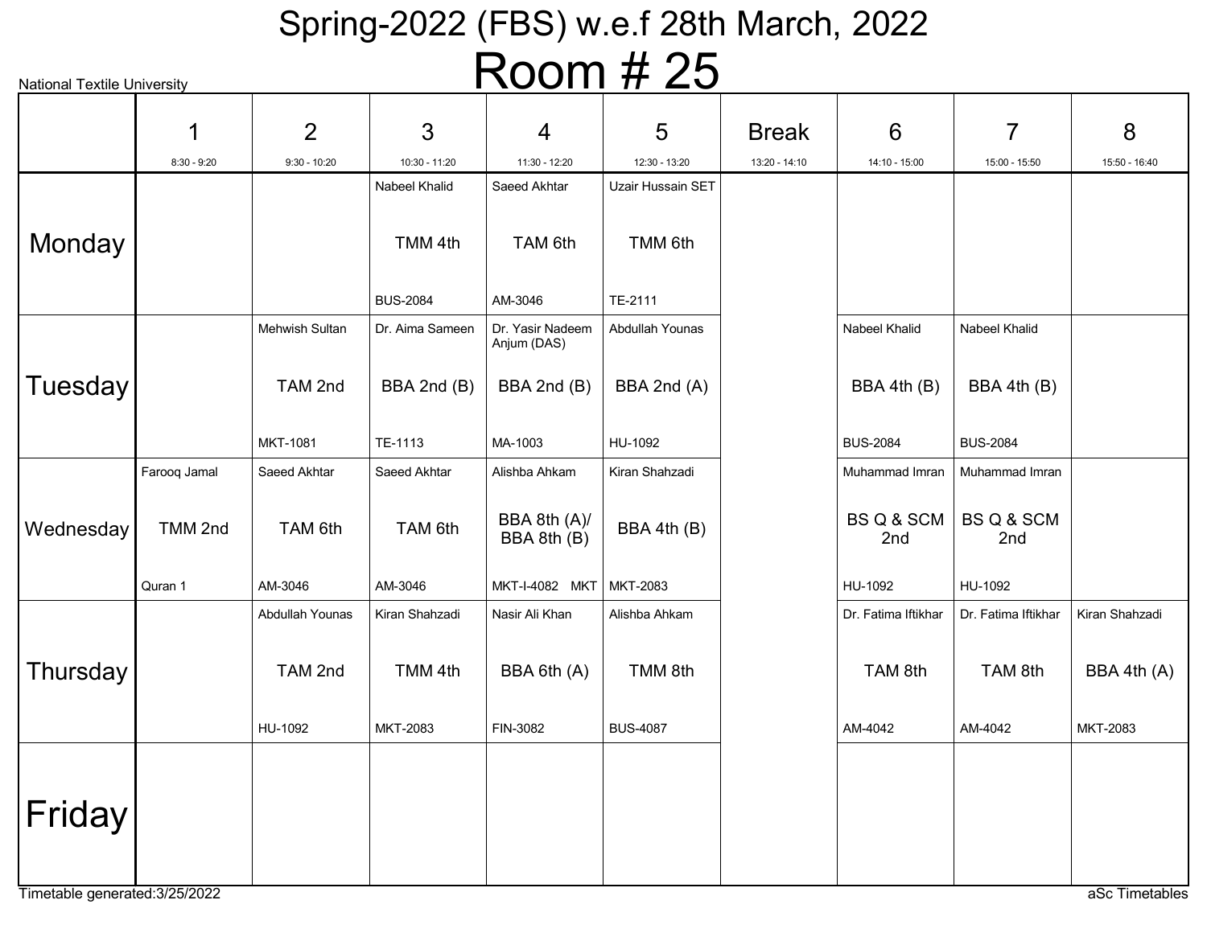# Spring-2022 (FBS) w.e.f 28th March, 2022

## Room # 25

National Textile University

| | 1<br>8:30 - 9:20 | 2<br>9:30 - 10:20 | 3<br>10:30 - 11:20 | 4<br>11:30 - 12:20 | 5<br>12:30 - 13:20 | Break<br>13:20 - 14:10 | 6<br>14:10 - 15:00 | 7<br>15:00 - 15:50 | 8<br>15:50 - 16:40 |
|---|---|---|---|---|---|---|---|---|---|
| Monday | | | Nabeel Khalid<br>TMM 4th<br>BUS-2084 | Saeed Akhtar<br>TAM 6th<br>AM-3046 | Uzair Hussain SET<br>TMM 6th<br>TE-2111 | | | | |
| Tuesday | | Mehwish Sultan<br>TAM 2nd<br>MKT-1081 | Dr. Aima Sameen<br>BBA 2nd (B)<br>TE-1113 | Dr. Yasir Nadeem Anjum (DAS)<br>BBA 2nd (B)<br>MA-1003 | Abdullah Younas<br>BBA 2nd (A)<br>HU-1092 | | Nabeel Khalid<br>BBA 4th (B)<br>BUS-2084 | Nabeel Khalid<br>BBA 4th (B)<br>BUS-2084 | |
| Wednesday | Farooq Jamal<br>TMM 2nd<br>Quran 1 | Saeed Akhtar<br>TAM 6th<br>AM-3046 | Saeed Akhtar<br>TAM 6th<br>AM-3046 | Alishba Ahkam<br>BBA 8th (A)/ BBA 8th (B)<br>MKT-I-4082 MKT | Kiran Shahzadi<br>BBA 4th (B)<br>MKT-2083 | | Muhammad Imran<br>BS Q & SCM 2nd<br>HU-1092 | Muhammad Imran<br>BS Q & SCM 2nd<br>HU-1092 | |
| Thursday | | Abdullah Younas<br>TAM 2nd<br>HU-1092 | Kiran Shahzadi<br>TMM 4th<br>MKT-2083 | Nasir Ali Khan<br>BBA 6th (A)<br>FIN-3082 | Alishba Ahkam<br>TMM 8th<br>BUS-4087 | | Dr. Fatima Iftikhar<br>TAM 8th<br>AM-4042 | Dr. Fatima Iftikhar<br>TAM 8th<br>AM-4042 | Kiran Shahzadi<br>BBA 4th (A)<br>MKT-2083 |
| Friday | | | | | | | | | |

Timetable generated:3/25/2022

aSc Timetables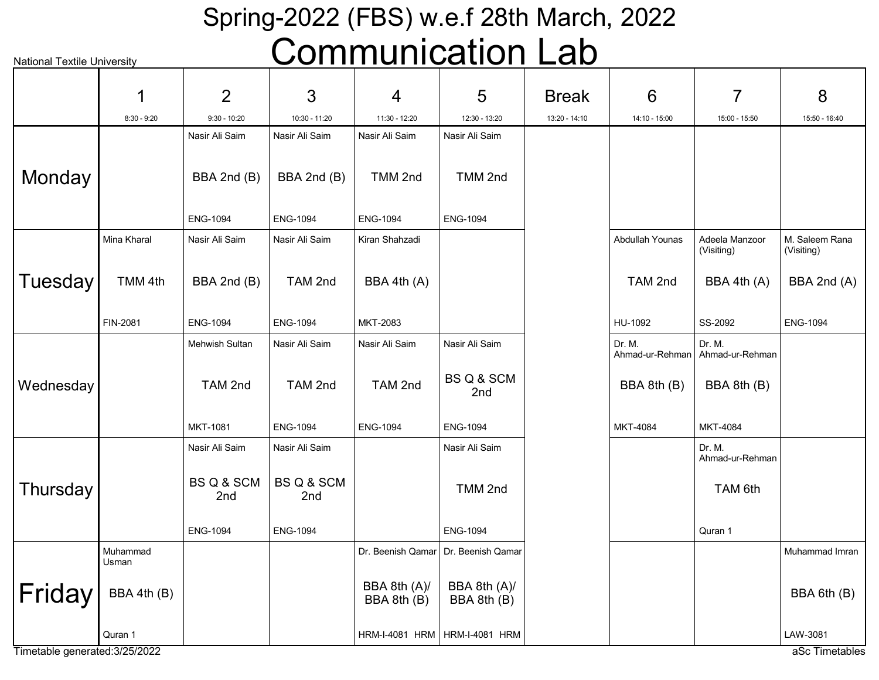National Textile University

# Spring-2022 (FBS) w.e.f 28th March, 2022

# Communication Lab

| | 1<br>8:30 - 9:20 | 2<br>9:30 - 10:20 | 3<br>10:30 - 11:20 | 4<br>11:30 - 12:20 | 5<br>12:30 - 13:20 | Break<br>13:20 - 14:10 | 6<br>14:10 - 15:00 | 7<br>15:00 - 15:50 | 8<br>15:50 - 16:40 |
|---|---|---|---|---|---|---|---|---|---|
| Monday | | Nasir Ali Saim<br>BBA 2nd (B)<br>ENG-1094 | Nasir Ali Saim<br>BBA 2nd (B)<br>ENG-1094 | Nasir Ali Saim<br>TMM 2nd<br>ENG-1094 | Nasir Ali Saim<br>TMM 2nd<br>ENG-1094 | | | | |
| Tuesday | Mina Kharal<br>TMM 4th<br>FIN-2081 | Nasir Ali Saim<br>BBA 2nd (B)<br>ENG-1094 | Nasir Ali Saim<br>TAM 2nd<br>ENG-1094 | Kiran Shahzadi<br>BBA 4th (A)<br>MKT-2083 | | | Abdullah Younas<br>TAM 2nd<br>HU-1092 | Adeela Manzoor (Visiting)<br>BBA 4th (A)<br>SS-2092 | M. Saleem Rana (Visiting)<br>BBA 2nd (A)<br>ENG-1094 |
| Wednesday | | Mehwish Sultan<br>TAM 2nd<br>MKT-1081 | Nasir Ali Saim<br>TAM 2nd<br>ENG-1094 | Nasir Ali Saim<br>TAM 2nd<br>ENG-1094 | Nasir Ali Saim<br>BS Q & SCM 2nd<br>ENG-1094 | | Dr. M. Ahmad-ur-Rehman<br>BBA 8th (B)<br>MKT-4084 | Dr. M. Ahmad-ur-Rehman<br>BBA 8th (B)<br>MKT-4084 | |
| Thursday | | Nasir Ali Saim<br>BS Q & SCM 2nd<br>ENG-1094 | Nasir Ali Saim<br>BS Q & SCM 2nd<br>ENG-1094 | | Nasir Ali Saim<br>TMM 2nd<br>ENG-1094 | | | Dr. M. Ahmad-ur-Rehman<br>TAM 6th<br>Quran 1 | |
| Friday | Muhammad Usman<br>BBA 4th (B)<br>Quran 1 | | | Dr. Beenish Qamar<br>BBA 8th (A)/ BBA 8th (B)<br>HRM-I-4081 HRM | Dr. Beenish Qamar<br>BBA 8th (A)/ BBA 8th (B)<br>HRM-I-4081 HRM | | | | Muhammad Imran<br>BBA 6th (B)<br>LAW-3081 |

Timetable generated:3/25/2022

aSc Timetables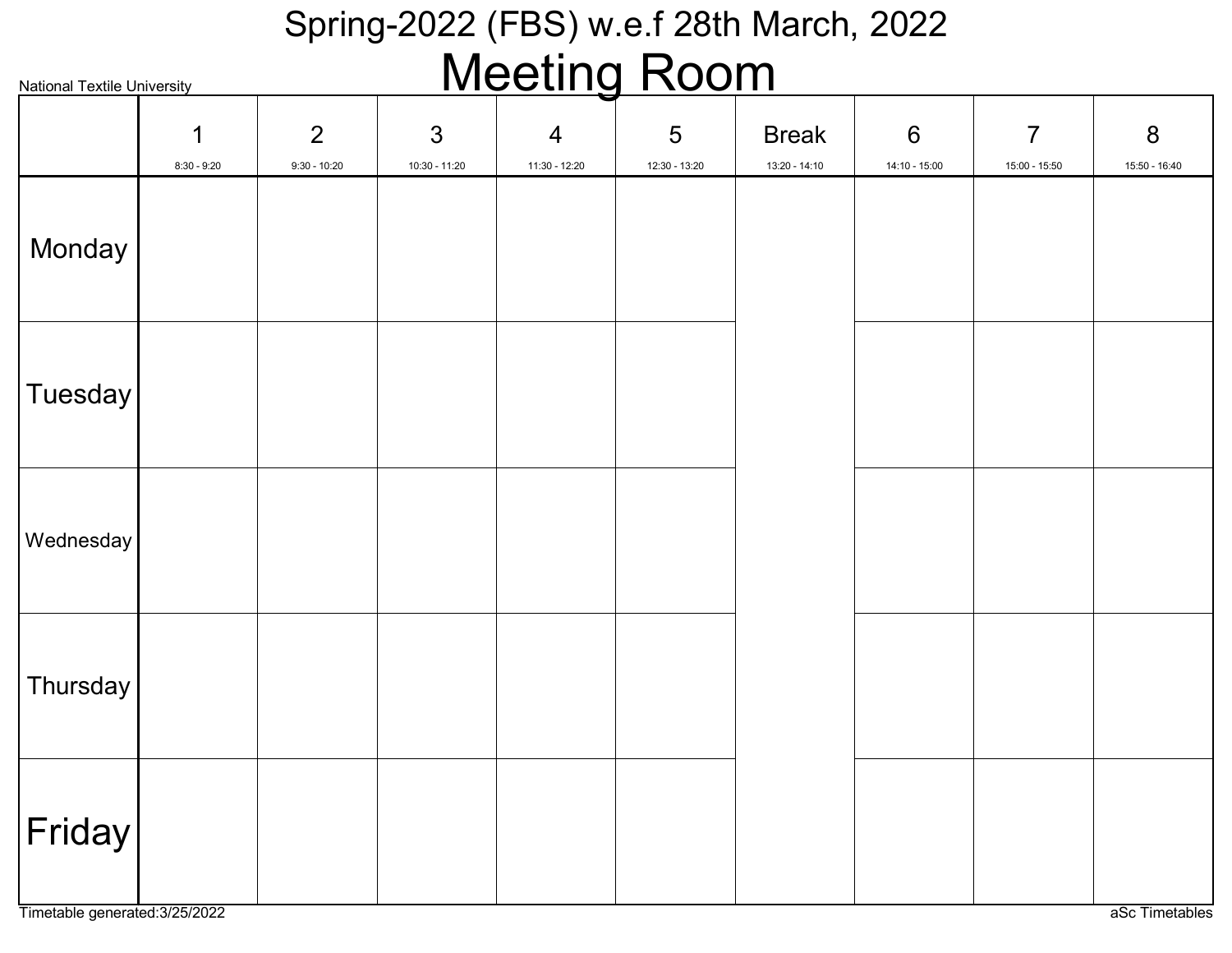# Spring-2022 (FBS) w.e.f 28th March, 2022

# Meeting Room

National Textile University

| | 1<br>8:30 - 9:20 | 2<br>9:30 - 10:20 | 3<br>10:30 - 11:20 | 4<br>11:30 - 12:20 | 5<br>12:30 - 13:20 | Break<br>13:20 - 14:10 | 6<br>14:10 - 15:00 | 7<br>15:00 - 15:50 | 8<br>15:50 - 16:40 |
|---|---|---|---|---|---|---|---|---|---|
| Monday | | | | | | | | | |
| Tuesday | | | | | | | | | |
| Wednesday | | | | | | | | | |
| Thursday | | | | | | | | | |
| Friday | | | | | | | | | |

Timetable generated:3/25/2022

aSc Timetables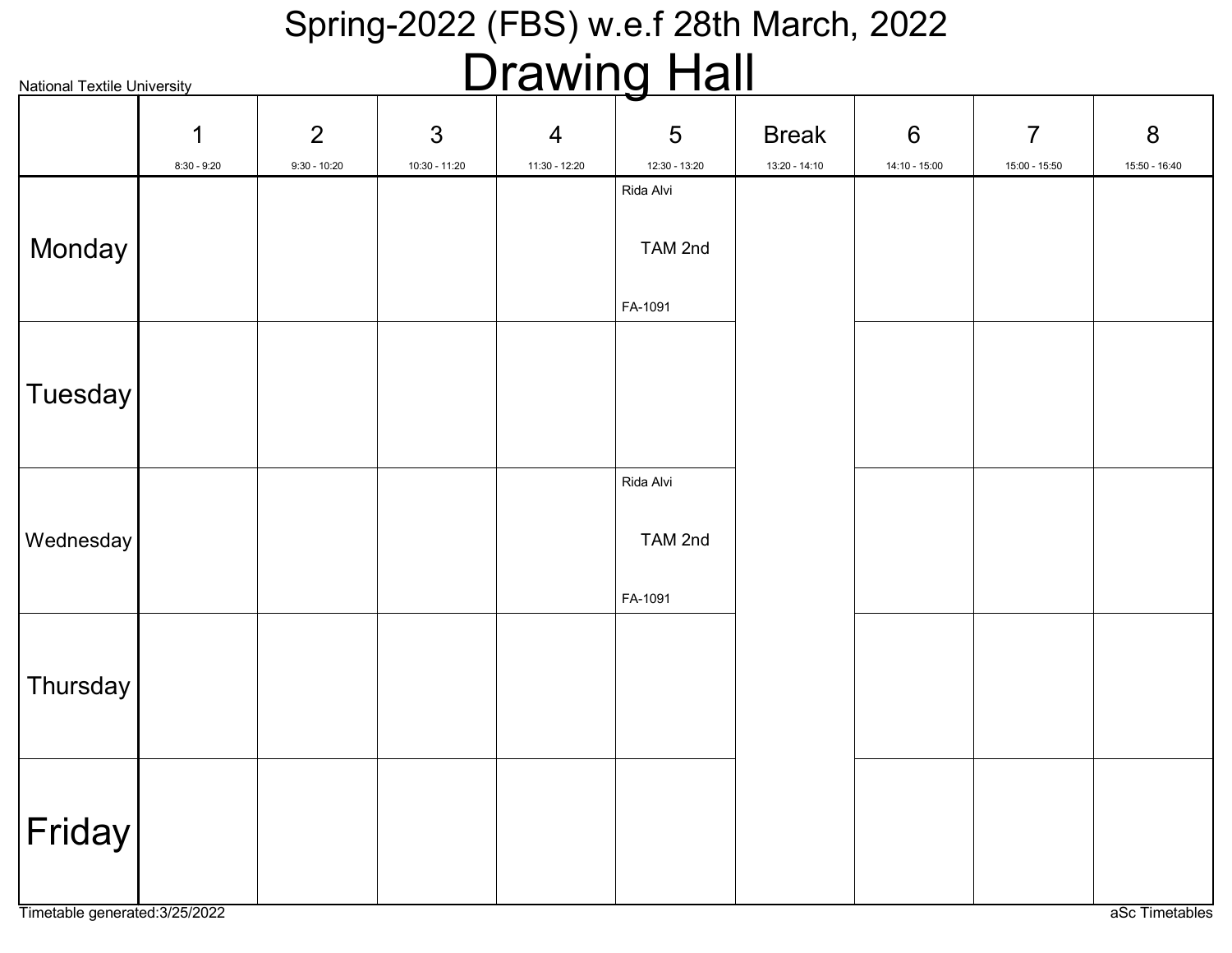# Spring-2022 (FBS) w.e.f 28th March, 2022

# Drawing Hall

National Textile University

| | 1<br>8:30 - 9:20 | 2<br>9:30 - 10:20 | 3<br>10:30 - 11:20 | 4<br>11:30 - 12:20 | 5<br>12:30 - 13:20 | Break<br>13:20 - 14:10 | 6<br>14:10 - 15:00 | 7<br>15:00 - 15:50 | 8<br>15:50 - 16:40 |
|---|---|---|---|---|---|---|---|---|---|
| Monday | | | | | Rida Alvi<br>TAM 2nd<br>FA-1091 | | | | |
| Tuesday | | | | | | | | | |
| Wednesday | | | | | Rida Alvi<br>TAM 2nd<br>FA-1091 | | | | |
| Thursday | | | | | | | | | |
| Friday | | | | | | | | | |

Timetable generated:3/25/2022

aSc Timetables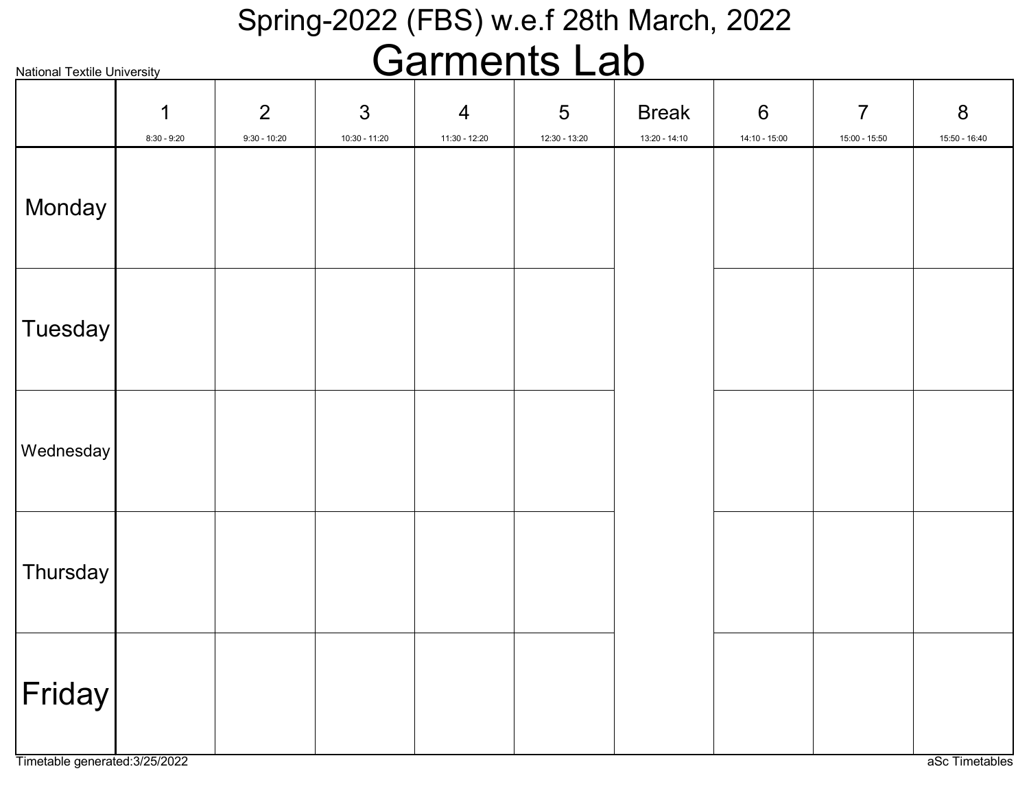# Spring-2022 (FBS) w.e.f 28th March, 2022

# Garments Lab

National Textile University

| | 1<br>8:30 - 9:20 | 2<br>9:30 - 10:20 | 3<br>10:30 - 11:20 | 4<br>11:30 - 12:20 | 5<br>12:30 - 13:20 | Break<br>13:20 - 14:10 | 6<br>14:10 - 15:00 | 7<br>15:00 - 15:50 | 8<br>15:50 - 16:40 |
|---|---|---|---|---|---|---|---|---|---|
| Monday | | | | | | | | | |
| Tuesday | | | | | | | | | |
| Wednesday | | | | | | | | | |
| Thursday | | | | | | | | | |
| Friday | | | | | | | | | |

Timetable generated:3/25/2022

aSc Timetables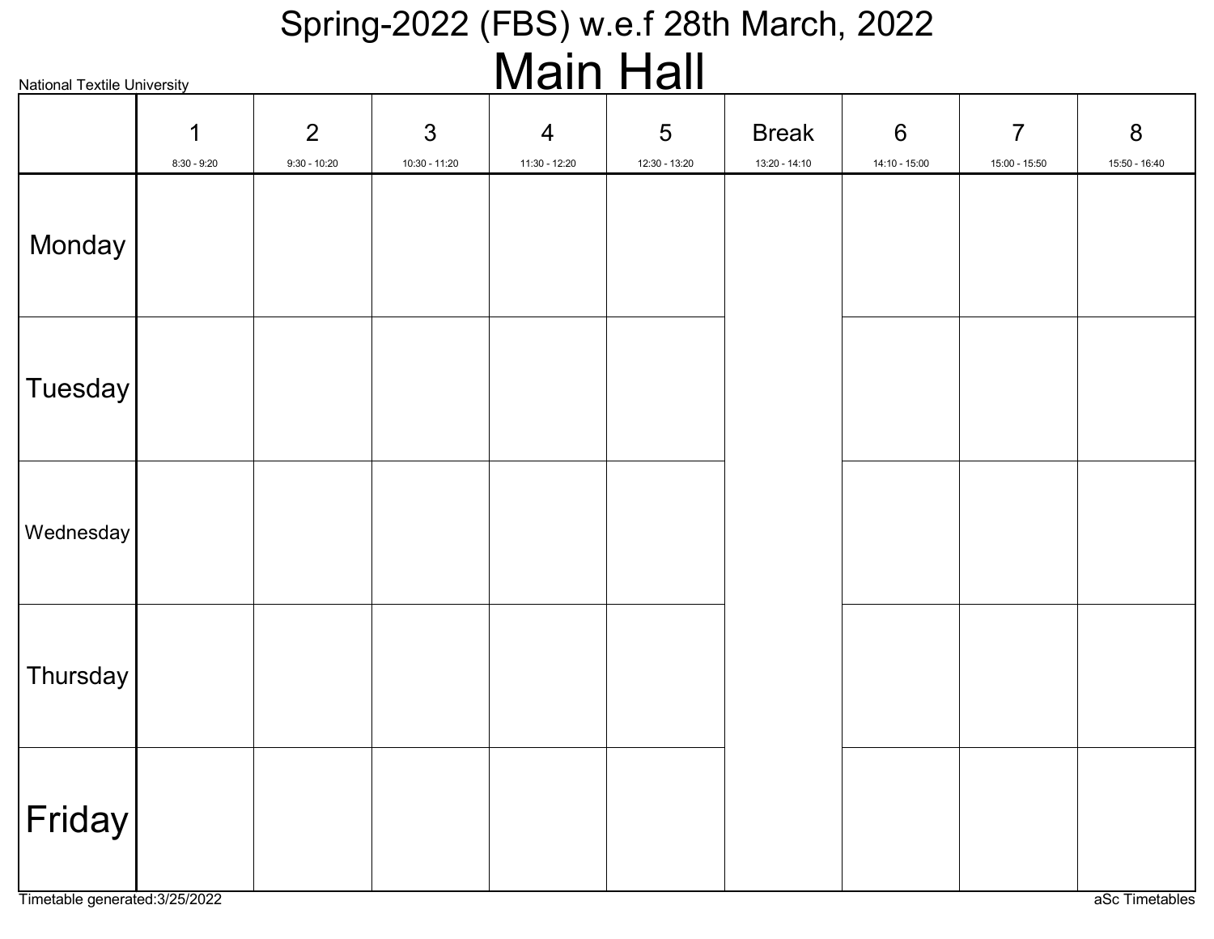# Spring-2022 (FBS) w.e.f 28th March, 2022

National Textile University

## Main Hall

| | 1<br>8:30 - 9:20 | 2<br>9:30 - 10:20 | 3<br>10:30 - 11:20 | 4<br>11:30 - 12:20 | 5<br>12:30 - 13:20 | Break<br>13:20 - 14:10 | 6<br>14:10 - 15:00 | 7<br>15:00 - 15:50 | 8<br>15:50 - 16:40 |
|---|---|---|---|---|---|---|---|---|---|
| Monday | | | | | | | | | |
| Tuesday | | | | | | | | | |
| Wednesday | | | | | | | | | |
| Thursday | | | | | | | | | |
| Friday | | | | | | | | | |

Timetable generated:3/25/2022

aSc Timetables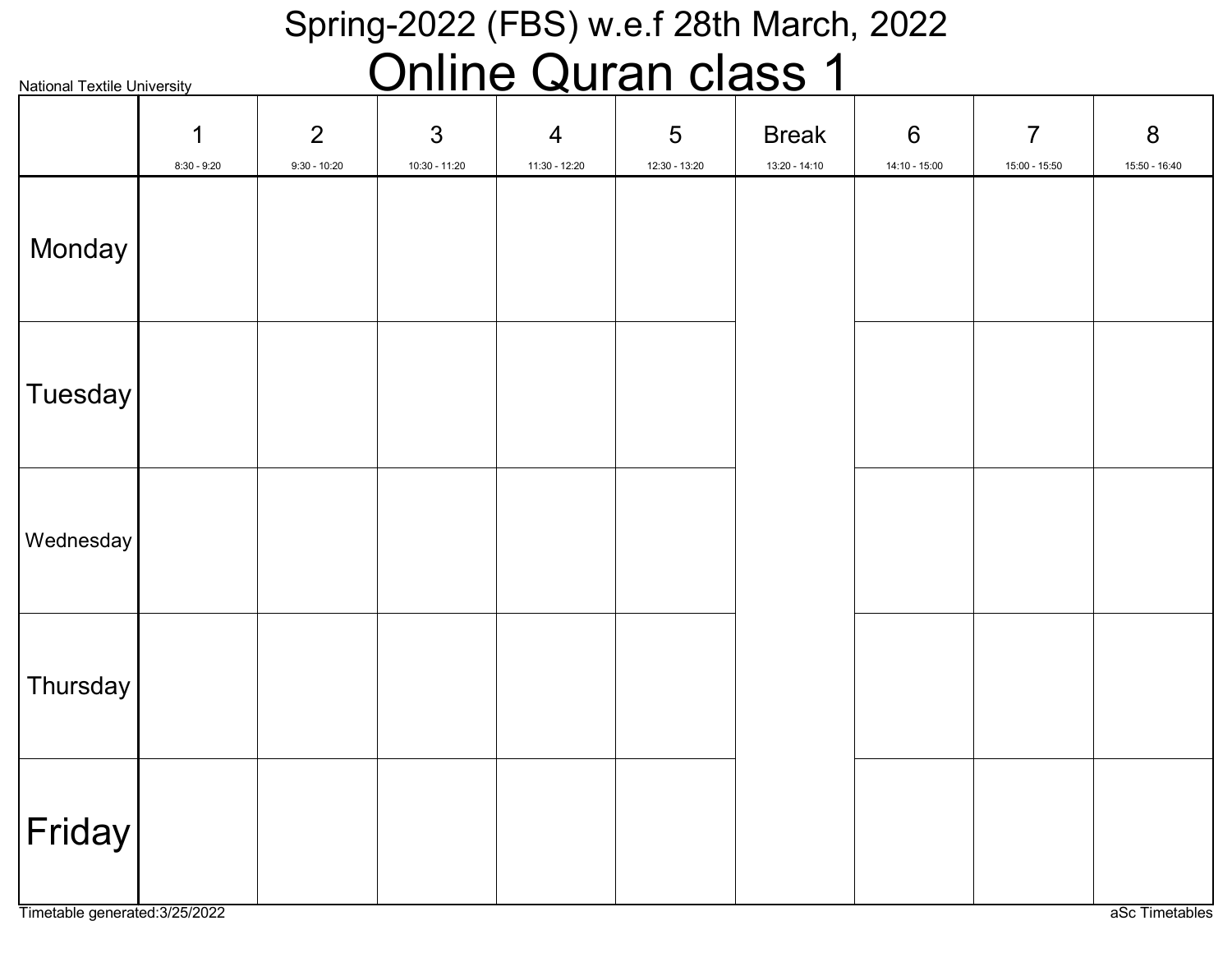National Textile University

# Spring-2022 (FBS) w.e.f 28th March, 2022

# Online Quran class 1

| | 1<br>8:30 - 9:20 | 2<br>9:30 - 10:20 | 3<br>10:30 - 11:20 | 4<br>11:30 - 12:20 | 5<br>12:30 - 13:20 | Break<br>13:20 - 14:10 | 6<br>14:10 - 15:00 | 7<br>15:00 - 15:50 | 8<br>15:50 - 16:40 |
|---|---|---|---|---|---|---|---|---|---|
| Monday | | | | | | | | | |
| Tuesday | | | | | | | | | |
| Wednesday | | | | | | | | | |
| Thursday | | | | | | | | | |
| Friday | | | | | | | | | |

Timetable generated:3/25/2022

aSc Timetables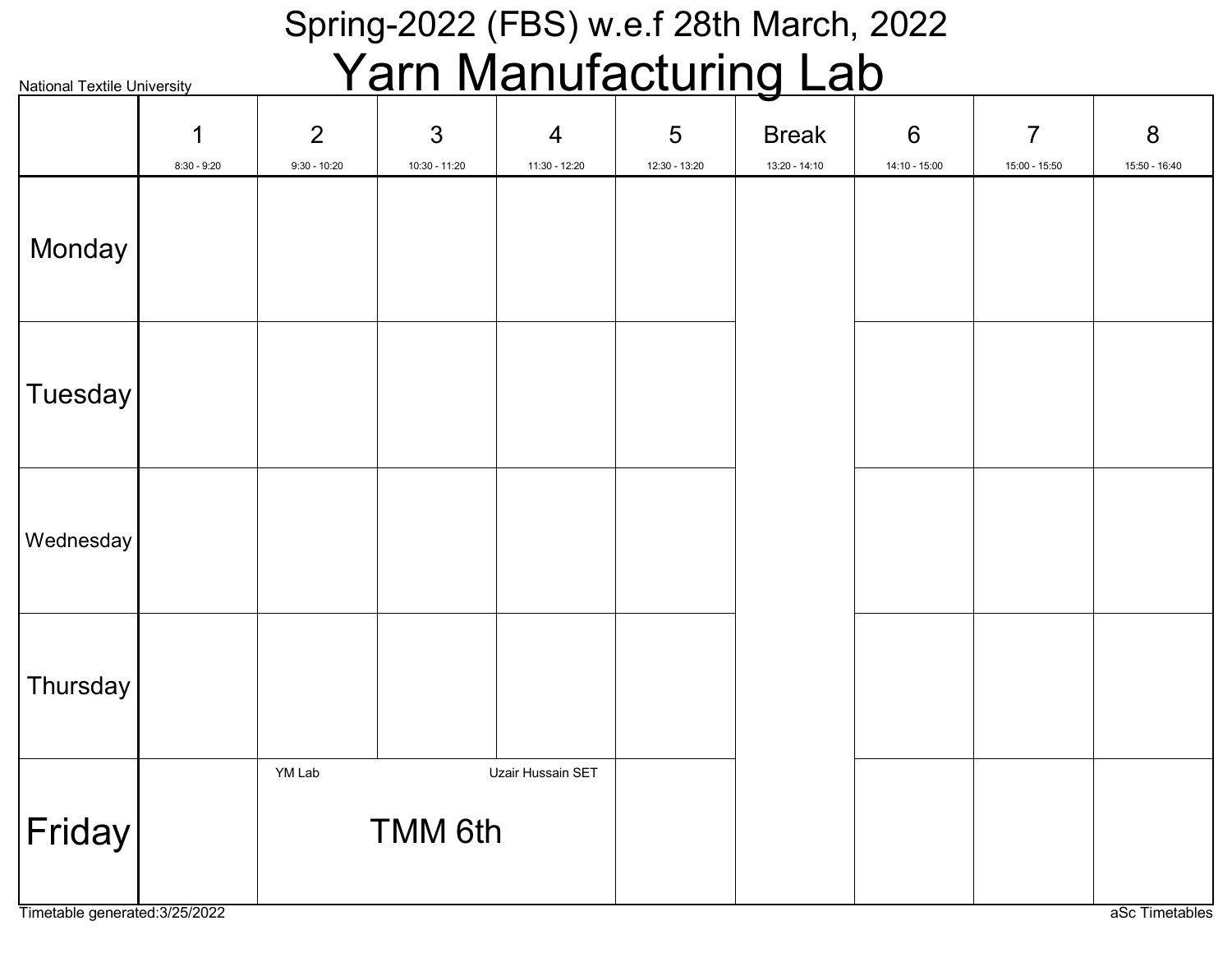# Spring-2022 (FBS) w.e.f 28th March, 2022

# Yarn Manufacturing Lab

National Textile University

| | 1<br>8:30 - 9:20 | 2<br>9:30 - 10:20 | 3<br>10:30 - 11:20 | 4<br>11:30 - 12:20 | 5<br>12:30 - 13:20 | Break<br>13:20 - 14:10 | 6<br>14:10 - 15:00 | 7<br>15:00 - 15:50 | 8<br>15:50 - 16:40 |
|---|---|---|---|---|---|---|---|---|---|
| Monday | | | | | | | | | |
| Tuesday | | | | | | | | | |
| Wednesday | | | | | | | | | |
| Thursday | | | | | | | | | |
| Friday | | YM Lab<br>TMM 6th<br>Uzair Hussain SET | | | | | | | |

Timetable generated:3/25/2022

aSc Timetables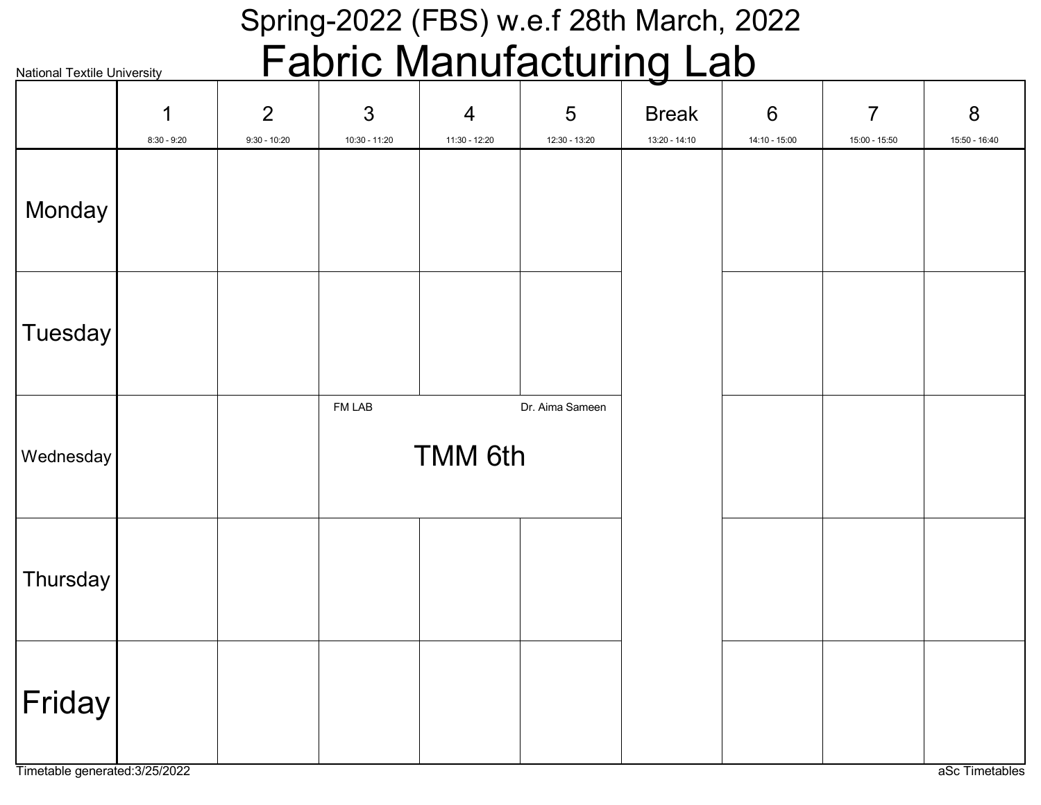# Spring-2022 (FBS) w.e.f 28th March, 2022

## Fabric Manufacturing Lab

National Textile University

| | 1<br>8:30 - 9:20 | 2<br>9:30 - 10:20 | 3<br>10:30 - 11:20 | 4<br>11:30 - 12:20 | 5<br>12:30 - 13:20 | Break<br>13:20 - 14:10 | 6<br>14:10 - 15:00 | 7<br>15:00 - 15:50 | 8<br>15:50 - 16:40 |
|---|---|---|---|---|---|---|---|---|---|
| Monday | | | | | | | | | |
| Tuesday | | | | | | | | | |
| Wednesday | | | FM LAB<br>TMM 6th<br>Dr. Aima Sameen | | | | | | |
| Thursday | | | | | | | | | |
| Friday | | | | | | | | | |

Timetable generated:3/25/2022

aSc Timetables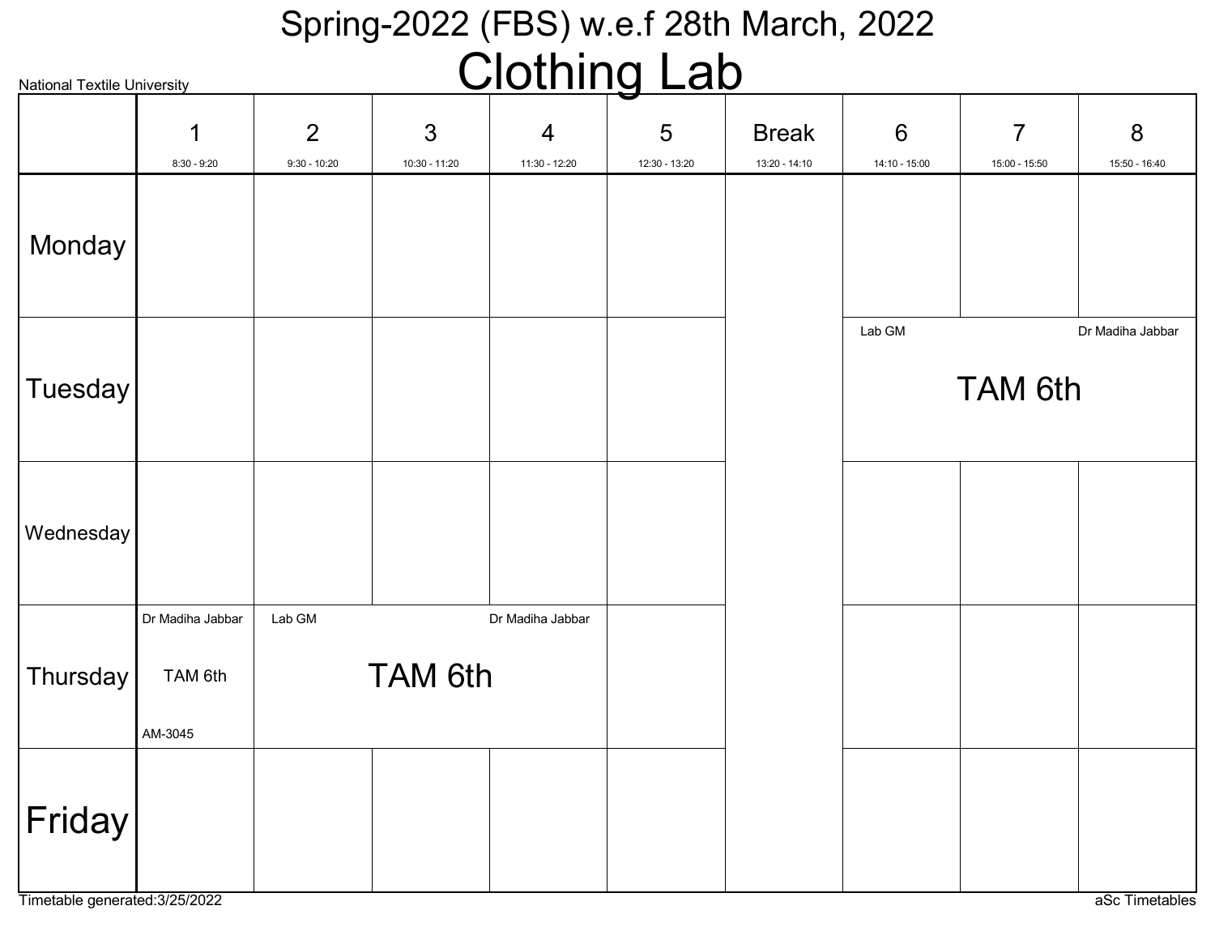# Spring-2022 (FBS) w.e.f 28th March, 2022

## Clothing Lab

National Textile University

| | 1<br>8:30 - 9:20 | 2<br>9:30 - 10:20 | 3<br>10:30 - 11:20 | 4<br>11:30 - 12:20 | 5<br>12:30 - 13:20 | Break<br>13:20 - 14:10 | 6<br>14:10 - 15:00 | 7<br>15:00 - 15:50 | 8<br>15:50 - 16:40 |
|---|---|---|---|---|---|---|---|---|---|
| Monday | | | | | | | | | |
| Tuesday | | | | | | | Lab GM<br>TAM 6th<br>Dr Madiha Jabbar | | |
| Wednesday | | | | | | | | | |
| Thursday | Dr Madiha Jabbar<br>TAM 6th<br>AM-3045 | Lab GM<br>TAM 6th<br>Dr Madiha Jabbar | | | | | | | |
| Friday | | | | | | | | | |

Timetable generated:3/25/2022

aSc Timetables